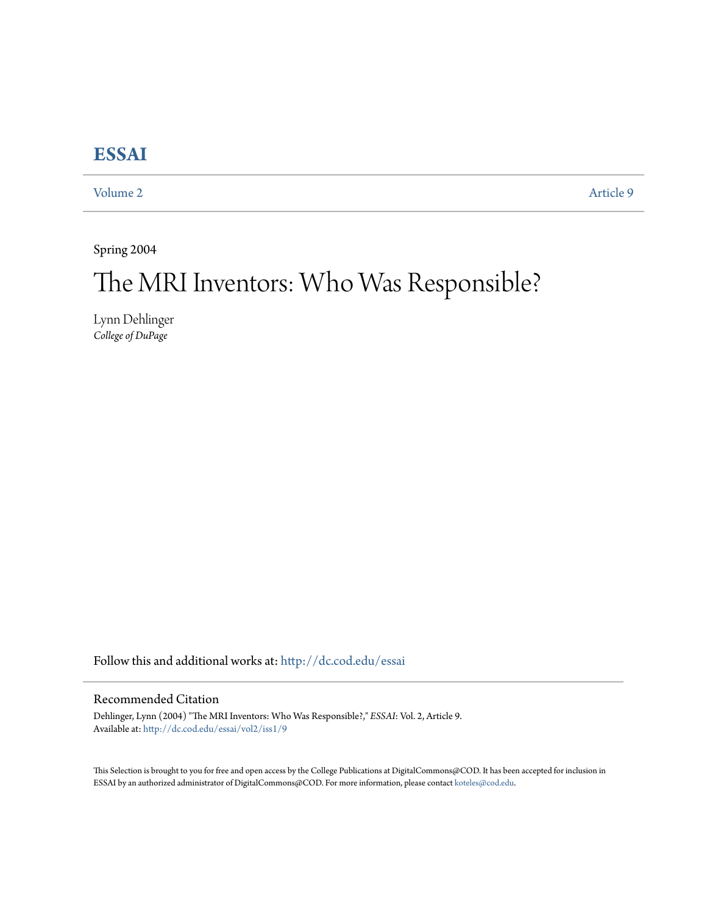# ESSAI

Volume 2 | Article 9

Spring 2004

# The MRI Inventors: Who Was Responsible?

Lynn Dehlinger
*College of DuPage*

Follow this and additional works at: http://dc.cod.edu/essai

## Recommended Citation

Dehlinger, Lynn (2004) "The MRI Inventors: Who Was Responsible?," *ESSAI*: Vol. 2, Article 9.
Available at: http://dc.cod.edu/essai/vol2/iss1/9

This Selection is brought to you for free and open access by the College Publications at DigitalCommons@COD. It has been accepted for inclusion in ESSAI by an authorized administrator of DigitalCommons@COD. For more information, please contact koteles@cod.edu.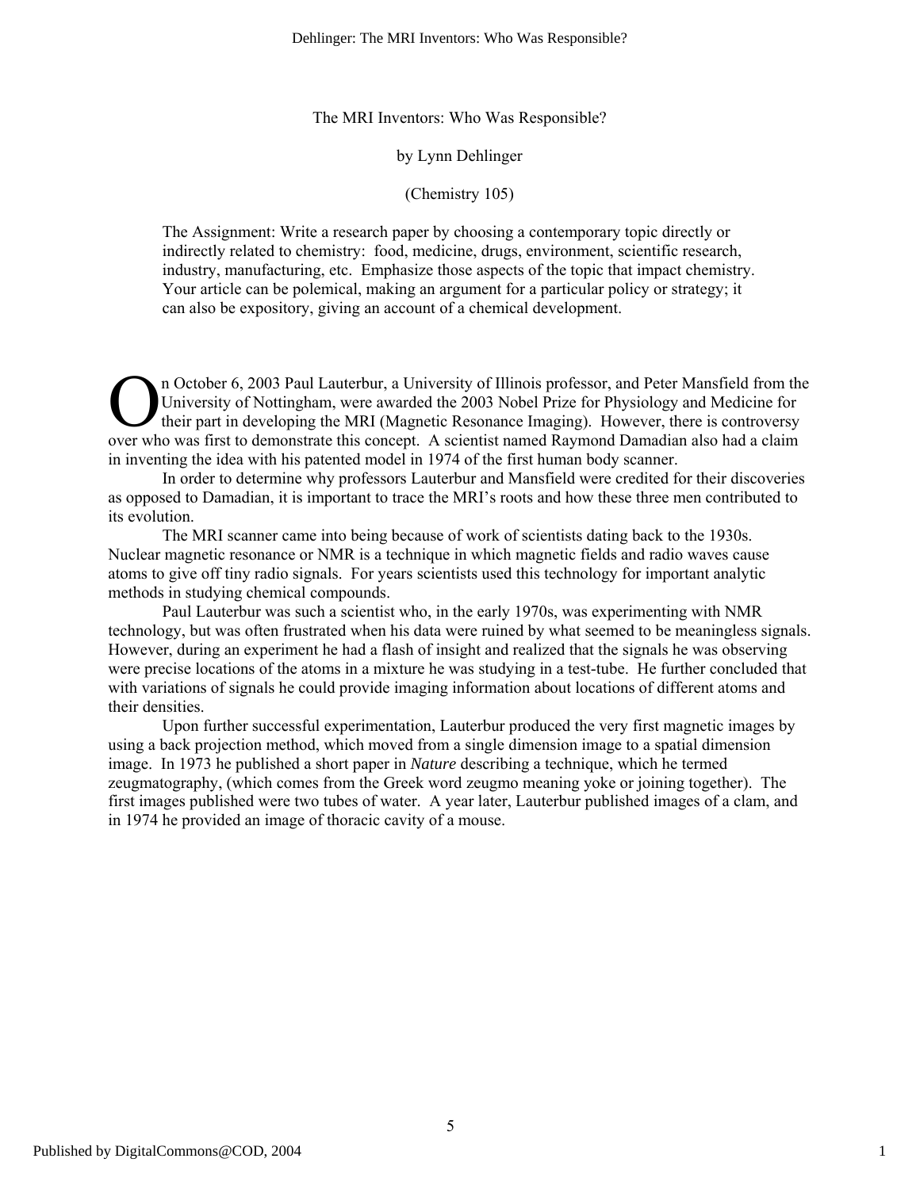# The MRI Inventors: Who Was Responsible?

by Lynn Dehlinger

(Chemistry 105)

> The Assignment: Write a research paper by choosing a contemporary topic directly or indirectly related to chemistry: food, medicine, drugs, environment, scientific research, industry, manufacturing, etc. Emphasize those aspects of the topic that impact chemistry. Your article can be polemical, making an argument for a particular policy or strategy; it can also be expository, giving an account of a chemical development.

On October 6, 2003 Paul Lauterbur, a University of Illinois professor, and Peter Mansfield from the University of Nottingham, were awarded the 2003 Nobel Prize for Physiology and Medicine for their part in developing the MRI (Magnetic Resonance Imaging). However, there is controversy over who was first to demonstrate this concept. A scientist named Raymond Damadian also had a claim in inventing the idea with his patented model in 1974 of the first human body scanner.

In order to determine why professors Lauterbur and Mansfield were credited for their discoveries as opposed to Damadian, it is important to trace the MRI's roots and how these three men contributed to its evolution.

The MRI scanner came into being because of work of scientists dating back to the 1930s. Nuclear magnetic resonance or NMR is a technique in which magnetic fields and radio waves cause atoms to give off tiny radio signals. For years scientists used this technology for important analytic methods in studying chemical compounds.

Paul Lauterbur was such a scientist who, in the early 1970s, was experimenting with NMR technology, but was often frustrated when his data were ruined by what seemed to be meaningless signals. However, during an experiment he had a flash of insight and realized that the signals he was observing were precise locations of the atoms in a mixture he was studying in a test-tube. He further concluded that with variations of signals he could provide imaging information about locations of different atoms and their densities.

Upon further successful experimentation, Lauterbur produced the very first magnetic images by using a back projection method, which moved from a single dimension image to a spatial dimension image. In 1973 he published a short paper in *Nature* describing a technique, which he termed zeugmatography, (which comes from the Greek word zeugmo meaning yoke or joining together). The first images published were two tubes of water. A year later, Lauterbur published images of a clam, and in 1974 he provided an image of thoracic cavity of a mouse.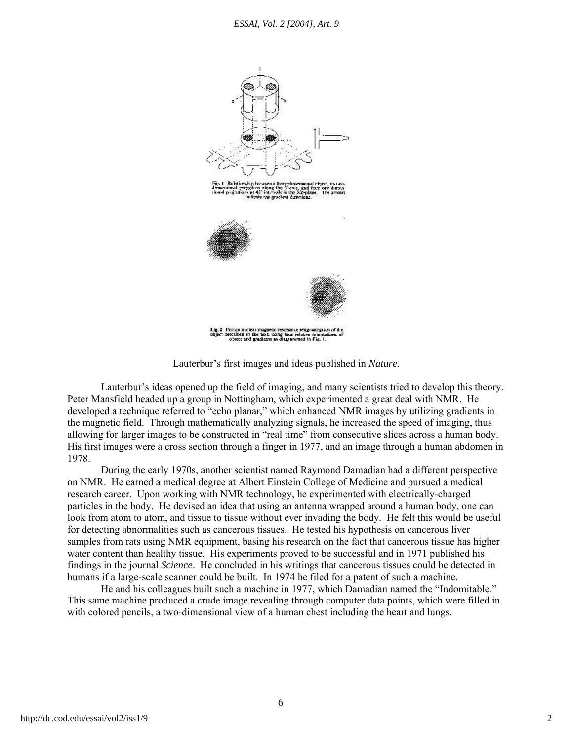Fig. 1 Relationship between a three-dimensional object, its two-dimensional projection along the Y-axis, and four one-dimensional projections at 45° intervals in the XZ-plane. The arrows indicate the gradient directions.

Fig. 2 Proton nuclear magnetic resonance zeugmatogram of the object described in the text, using four relative orientations of object and gradients as diagrammed in Fig. 1.

Lauterbur's first images and ideas published in *Nature*.

Lauterbur's ideas opened up the field of imaging, and many scientists tried to develop this theory. Peter Mansfield headed up a group in Nottingham, which experimented a great deal with NMR. He developed a technique referred to "echo planar," which enhanced NMR images by utilizing gradients in the magnetic field. Through mathematically analyzing signals, he increased the speed of imaging, thus allowing for larger images to be constructed in "real time" from consecutive slices across a human body. His first images were a cross section through a finger in 1977, and an image through a human abdomen in 1978.

During the early 1970s, another scientist named Raymond Damadian had a different perspective on NMR. He earned a medical degree at Albert Einstein College of Medicine and pursued a medical research career. Upon working with NMR technology, he experimented with electrically-charged particles in the body. He devised an idea that using an antenna wrapped around a human body, one can look from atom to atom, and tissue to tissue without ever invading the body. He felt this would be useful for detecting abnormalities such as cancerous tissues. He tested his hypothesis on cancerous liver samples from rats using NMR equipment, basing his research on the fact that cancerous tissue has higher water content than healthy tissue. His experiments proved to be successful and in 1971 published his findings in the journal *Science*. He concluded in his writings that cancerous tissues could be detected in humans if a large-scale scanner could be built. In 1974 he filed for a patent of such a machine.

He and his colleagues built such a machine in 1977, which Damadian named the "Indomitable." This same machine produced a crude image revealing through computer data points, which were filled in with colored pencils, a two-dimensional view of a human chest including the heart and lungs.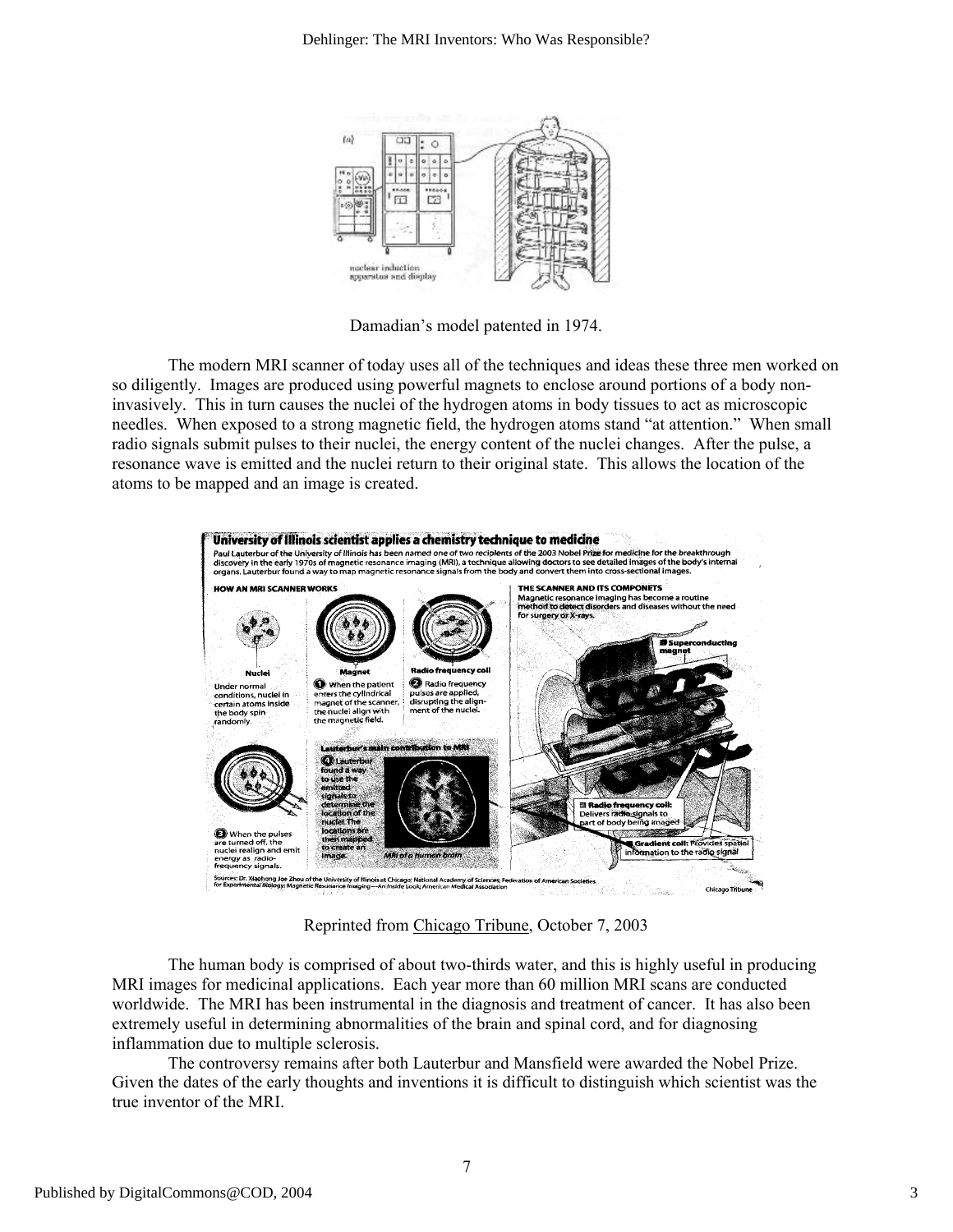Damadian's model patented in 1974.

The modern MRI scanner of today uses all of the techniques and ideas these three men worked on so diligently. Images are produced using powerful magnets to enclose around portions of a body non-invasively. This in turn causes the nuclei of the hydrogen atoms in body tissues to act as microscopic needles. When exposed to a strong magnetic field, the hydrogen atoms stand "at attention." When small radio signals submit pulses to their nuclei, the energy content of the nuclei changes. After the pulse, a resonance wave is emitted and the nuclei return to their original state. This allows the location of the atoms to be mapped and an image is created.

Reprinted from Chicago Tribune, October 7, 2003

The human body is comprised of about two-thirds water, and this is highly useful in producing MRI images for medicinal applications. Each year more than 60 million MRI scans are conducted worldwide. The MRI has been instrumental in the diagnosis and treatment of cancer. It has also been extremely useful in determining abnormalities of the brain and spinal cord, and for diagnosing inflammation due to multiple sclerosis.

The controversy remains after both Lauterbur and Mansfield were awarded the Nobel Prize. Given the dates of the early thoughts and inventions it is difficult to distinguish which scientist was the true inventor of the MRI.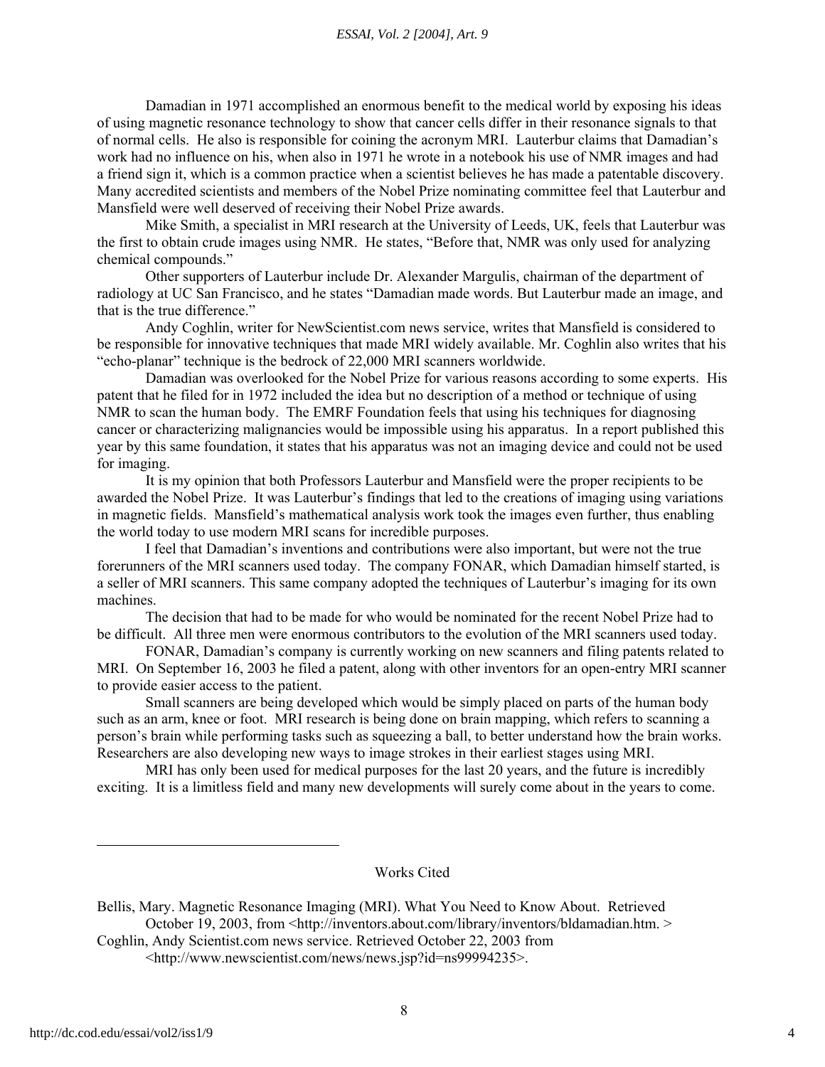Damadian in 1971 accomplished an enormous benefit to the medical world by exposing his ideas of using magnetic resonance technology to show that cancer cells differ in their resonance signals to that of normal cells. He also is responsible for coining the acronym MRI. Lauterbur claims that Damadian's work had no influence on his, when also in 1971 he wrote in a notebook his use of NMR images and had a friend sign it, which is a common practice when a scientist believes he has made a patentable discovery. Many accredited scientists and members of the Nobel Prize nominating committee feel that Lauterbur and Mansfield were well deserved of receiving their Nobel Prize awards.

Mike Smith, a specialist in MRI research at the University of Leeds, UK, feels that Lauterbur was the first to obtain crude images using NMR. He states, "Before that, NMR was only used for analyzing chemical compounds."

Other supporters of Lauterbur include Dr. Alexander Margulis, chairman of the department of radiology at UC San Francisco, and he states "Damadian made words. But Lauterbur made an image, and that is the true difference."

Andy Coghlin, writer for NewScientist.com news service, writes that Mansfield is considered to be responsible for innovative techniques that made MRI widely available. Mr. Coghlin also writes that his "echo-planar" technique is the bedrock of 22,000 MRI scanners worldwide.

Damadian was overlooked for the Nobel Prize for various reasons according to some experts. His patent that he filed for in 1972 included the idea but no description of a method or technique of using NMR to scan the human body. The EMRF Foundation feels that using his techniques for diagnosing cancer or characterizing malignancies would be impossible using his apparatus. In a report published this year by this same foundation, it states that his apparatus was not an imaging device and could not be used for imaging.

It is my opinion that both Professors Lauterbur and Mansfield were the proper recipients to be awarded the Nobel Prize. It was Lauterbur's findings that led to the creations of imaging using variations in magnetic fields. Mansfield's mathematical analysis work took the images even further, thus enabling the world today to use modern MRI scans for incredible purposes.

I feel that Damadian's inventions and contributions were also important, but were not the true forerunners of the MRI scanners used today. The company FONAR, which Damadian himself started, is a seller of MRI scanners. This same company adopted the techniques of Lauterbur's imaging for its own machines.

The decision that had to be made for who would be nominated for the recent Nobel Prize had to be difficult. All three men were enormous contributors to the evolution of the MRI scanners used today.

FONAR, Damadian's company is currently working on new scanners and filing patents related to MRI. On September 16, 2003 he filed a patent, along with other inventors for an open-entry MRI scanner to provide easier access to the patient.

Small scanners are being developed which would be simply placed on parts of the human body such as an arm, knee or foot. MRI research is being done on brain mapping, which refers to scanning a person's brain while performing tasks such as squeezing a ball, to better understand how the brain works. Researchers are also developing new ways to image strokes in their earliest stages using MRI.

MRI has only been used for medical purposes for the last 20 years, and the future is incredibly exciting. It is a limitless field and many new developments will surely come about in the years to come.

---

Works Cited

Bellis, Mary. Magnetic Resonance Imaging (MRI). What You Need to Know About. Retrieved October 19, 2003, from <http://inventors.about.com/library/inventors/bldamadian.htm. >

Coghlin, Andy Scientist.com news service. Retrieved October 22, 2003 from <http://www.newscientist.com/news/news.jsp?id=ns99994235>.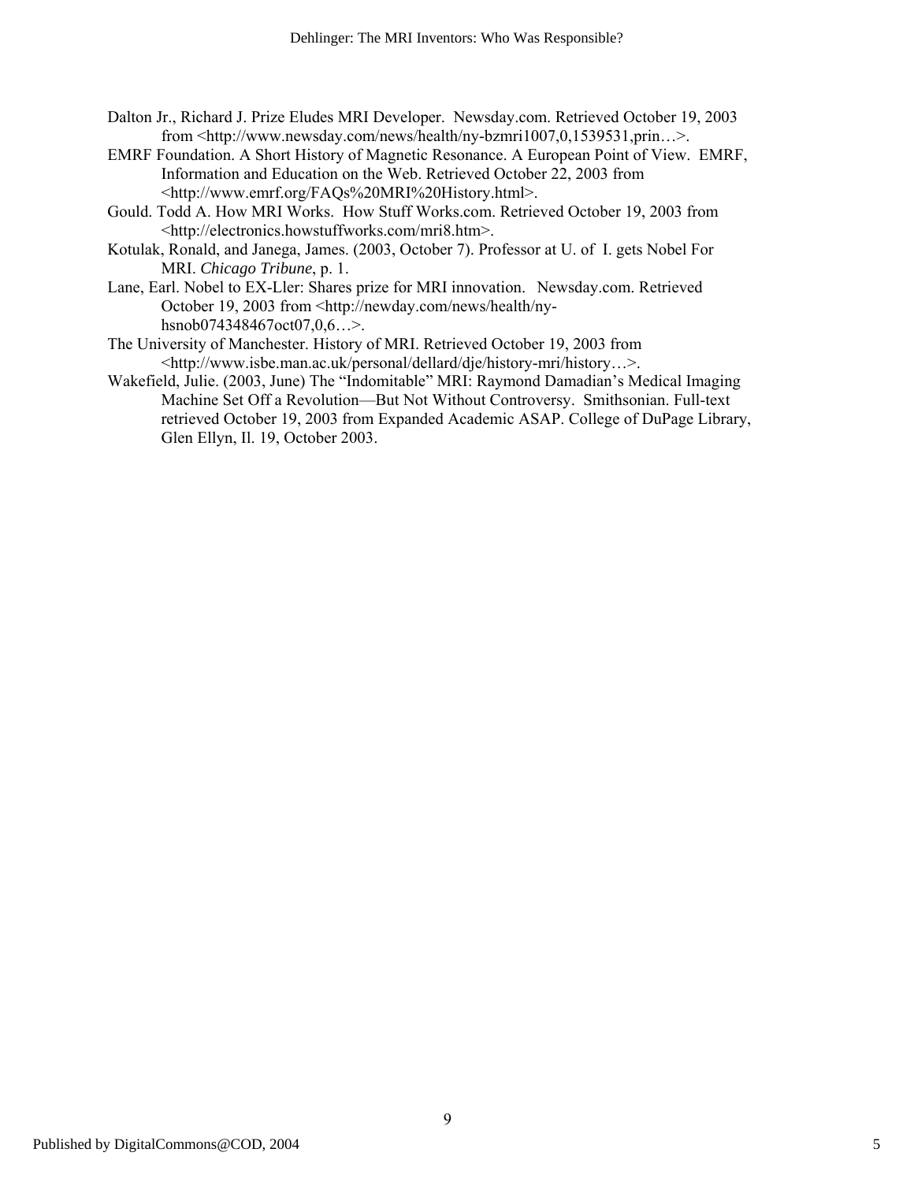Dalton Jr., Richard J. Prize Eludes MRI Developer. Newsday.com. Retrieved October 19, 2003 from <http://www.newsday.com/news/health/ny-bzmri1007,0,1539531,prin…>.

EMRF Foundation. A Short History of Magnetic Resonance. A European Point of View. EMRF, Information and Education on the Web. Retrieved October 22, 2003 from <http://www.emrf.org/FAQs%20MRI%20History.html>.

Gould. Todd A. How MRI Works. How Stuff Works.com. Retrieved October 19, 2003 from <http://electronics.howstuffworks.com/mri8.htm>.

Kotulak, Ronald, and Janega, James. (2003, October 7). Professor at U. of I. gets Nobel For MRI. *Chicago Tribune*, p. 1.

Lane, Earl. Nobel to EX-Ller: Shares prize for MRI innovation. Newsday.com. Retrieved October 19, 2003 from <http://newday.com/news/health/ny-hsnob074348467oct07,0,6…>.

The University of Manchester. History of MRI. Retrieved October 19, 2003 from <http://www.isbe.man.ac.uk/personal/dellard/dje/history-mri/history…>.

Wakefield, Julie. (2003, June) The "Indomitable" MRI: Raymond Damadian's Medical Imaging Machine Set Off a Revolution—But Not Without Controversy. Smithsonian. Full-text retrieved October 19, 2003 from Expanded Academic ASAP. College of DuPage Library, Glen Ellyn, Il. 19, October 2003.